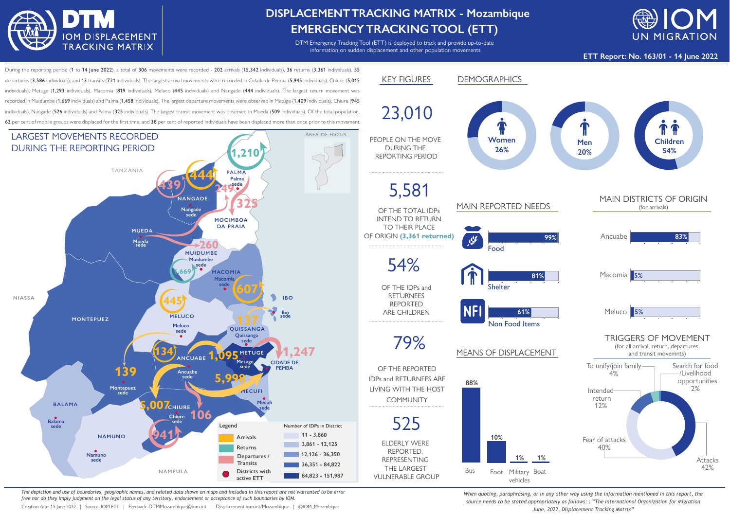# DISPLACEMENT TRACKING MATRIX - Mozambique
# EMERGENCY TRACKING TOOL (ETT)

DTM Emergency Tracking Tool (ETT) is deployed to track and provide up-to-date information on sudden displacement and other population movements

**ETT Report: No. 163/01 - 14 June 2022**

During the reporting period (**1** to **14 June 2022**), a total of **306** movements were recorded - **202** arrivals (**15,342** individuals), **36** returns (**3,361** individuals), **55** departures (**3,586** individuals), and **13** transits (**721** individuals). The largest arrival movements were recorded in Cidade de Pemba (**5,945** individuals), Chiure (**5,015** individuals), Metuge (**1,293** individuals), Macomia (**819** individuals), Meluco (**445** individuals) and Nangade (**444** individuals). The largest return movement was recorded in Muidumbe (**1,669** individuals) and Palma (**1,458** individuals). The largest departure movements were observed in Metuge (**1,409** individuals), Chiure (**945** individuals), Nangade (**526** individuals) and Palma (**325** individuals). The largest transit movement was observed in Mueda (**509** individuals). Of the total population, **62** per cent of mobile groups were displaced for the first time, and **38** per cent of reported individuals have been displaced more than once prior to this movement.

## LARGEST MOVEMENTS RECORDED DURING THE REPORTING PERIOD

Legend: Arrivals; Returns; Departures / Transits; Districts with active ETT

Number of IDPs in District: 11 - 3,860; 3,861 - 12,125; 12,126 - 36,350; 36,351 - 84,822; 84,823 - 151,987

## KEY FIGURES

**23,010** PEOPLE ON THE MOVE DURING THE REPORTING PERIOD

**5,581** OF THE TOTAL IDPs INTEND TO RETURN TO THEIR PLACE OF ORIGIN **(3,361 returned)**

**54%** OF THE IDPs and RETURNEES REPORTED ARE CHILDREN

**79%** OF THE REPORTED IDPs and RETURNEES ARE LIVING WITH THE HOST COMMUNITY

**525** ELDERLY WERE REPORTED, REPRESENTING THE LARGEST VULNERABLE GROUP

## DEMOGRAPHICS

| Women | Men | Children |
|---|---|---|
| 26% | 20% | 54% |

## MAIN REPORTED NEEDS

| Need | % |
|---|---|
| Food | 99% |
| Shelter | 81% |
| Non Food Items | 61% |

## MAIN DISTRICTS OF ORIGIN

(for arrivals)

| District | % |
|---|---|
| Ancuabe | 83% |
| Macomia | 5% |
| Meluco | 5% |

## MEANS OF DISPLACEMENT

| Bus | Foot | Military vehicles | Boat |
|---|---|---|---|
| 88% | 10% | 1% | 1% |

## TRIGGERS OF MOVEMENT

(for all arrival, return, departures and transit movemnts)

| Trigger | % |
|---|---|
| Attacks | 42% |
| Fear of attacks | 40% |
| Intended return | 12% |
| To unify/join family | 4% |
| Search for food /Livelihood opportunities | 2% |

*The depiction and use of boundaries, geographic names, and related data shown on maps and included in this report are not warranted to be error free nor do they imply judgment on the legal status of any territory, endorsement or acceptance of such boundaries by IOM.*

Creation date: 15 June 2022 | Source: IOM ETT | Feedback: DTMMozambique@iom.int | Displacement.iom.int/Mozambique | @IOM_Mozambique

*When quoting, paraphrasing, or in any other way using the information mentioned in this report, the source needs to be stated appropriately as follows: : "The International Organization for Migration June, 2022, Displacement Tracking Matrix"*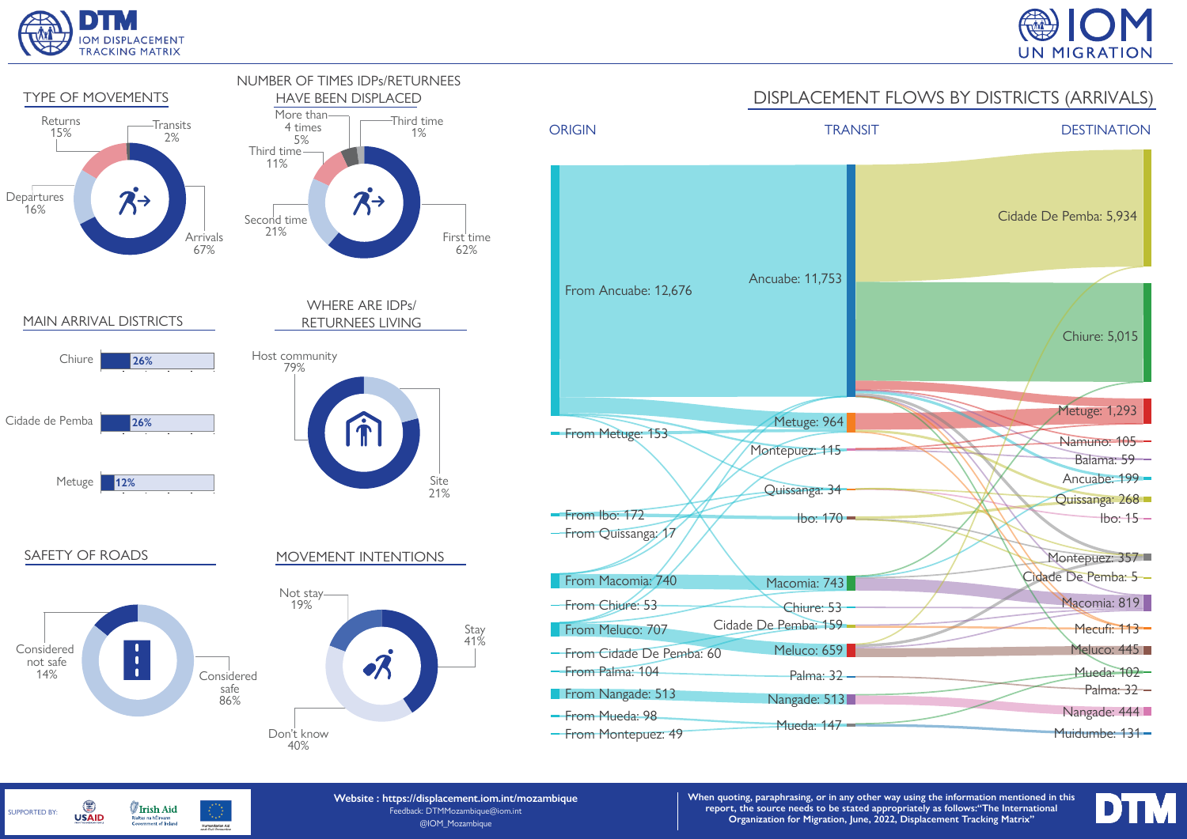## TYPE OF MOVEMENTS

- Returns 15%
- Transits 2%
- Departures 16%
- Arrivals 67%

## NUMBER OF TIMES IDPs/RETURNEES HAVE BEEN DISPLACED

- More than 4 times 5%
- Third time 1%
- Third time 11%
- Second time 21%
- First time 62%

## MAIN ARRIVAL DISTRICTS

| District | % |
|---|---|
| Chiure | 26% |
| Cidade de Pemba | 26% |
| Metuge | 12% |

## WHERE ARE IDPs/ RETURNEES LIVING

- Host community 79%
- Site 21%

## SAFETY OF ROADS

- Considered not safe 14%
- Considered safe 86%

## MOVEMENT INTENTIONS

- Not stay 19%
- Stay 41%
- Don't know 40%

## DISPLACEMENT FLOWS BY DISTRICTS (ARRIVALS)

| ORIGIN | TRANSIT | DESTINATION |
|---|---|---|
| From Ancuabe: 12,676 | Ancuabe: 11,753 | Cidade De Pemba: 5,934 |
| From Metuge: 153 | Metuge: 964 | Chiure: 5,015 |
| From Ibo: 172 | Montepuez: 115 | Metuge: 1,293 |
| From Quissanga: 17 | Quissanga: 34 | Namuno: 105 |
| From Macomia: 740 | Ibo: 170 | Balama: 59 |
| From Chiure: 53 | Macomia: 743 | Ancuabe: 199 |
| From Meluco: 707 | Chiure: 53 | Quissanga: 268 |
| From Cidade De Pemba: 60 | Cidade De Pemba: 159 | Ibo: 15 |
| From Palma: 104 | Meluco: 659 | Montepuez: 357 |
| From Nangade: 513 | Palma: 32 | Cidade De Pemba: 5 |
| From Mueda: 98 | Nangade: 513 | Macomia: 819 |
| From Montepuez: 49 | Mueda: 147 | Mecufi: 113 |
| | | Meluco: 445 |
| | | Mueda: 102 |
| | | Palma: 32 |
| | | Nangade: 444 |
| | | Muidumbe: 131 |

SUPPORTED BY: USAID, Irish Aid, European Union Humanitarian Aid and Civil Protection

Website : https://displacement.iom.int/mozambique
Feedback: DTMMozambique@iom.int
@IOM_Mozambique

When quoting, paraphrasing, or in any other way using the information mentioned in this report, the source needs to be stated appropriately as follows:"The International Organization for Migration, June, 2022, Displacement Tracking Matrix"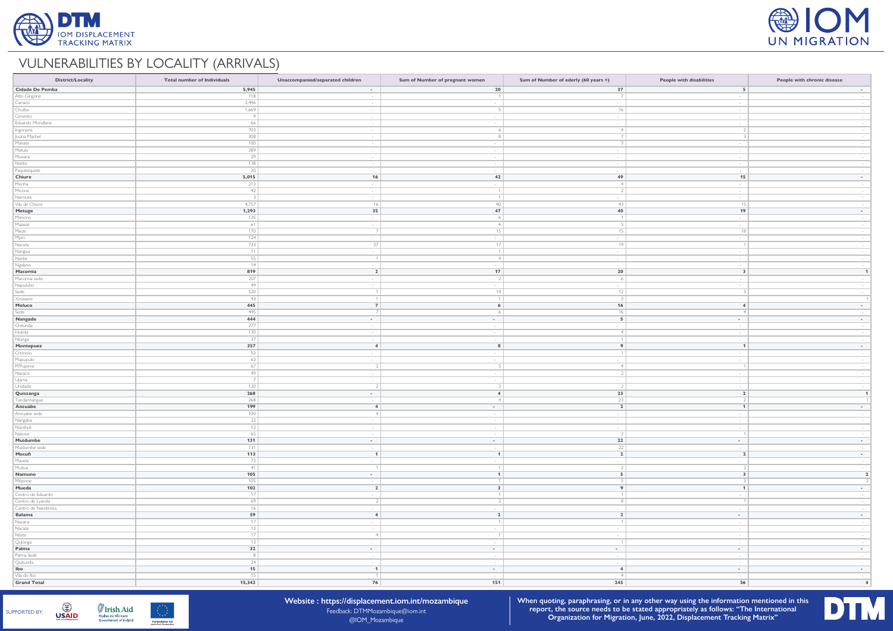# VULNERABILITIES BY LOCALITY (ARRIVALS)

| District/Locality | Total number of Individuals | Unaccompanied/separated children | Sum of Number of pregnant women | Sum of Number of ederly (60 years +) | People with disabilities | People with chronic disease |
|---|---|---|---|---|---|---|
| **Cidade De Pemba** | **5,945** | **-** | **20** | **37** | **5** | **-** |
| Alto Gingone | 118 | - | 1 | 7 | - | - |
| Cariacó | 2,496 | - | - | - | - | - |
| Chuiba | 1,669 | - | 5 | 16 | - | - |
| Cimento | 9 | - | - | - | - | - |
| Eduardo Mondlane | 66 | - | - | - | - | - |
| Ingonane | 703 | - | 6 | 4 | 2 | - |
| Josina Machel | 208 | - | 8 | 7 | 3 | - |
| Mahate | 100 | - | - | 3 | - | - |
| Metula | 389 | - | - | - | - | - |
| Muxara | 29 | - | - | - | - | - |
| Natite | 138 | - | - | - | - | - |
| Paquitequete | 20 | - | - | - | - | - |
| **Chiure** | **5,015** | **16** | **42** | **49** | **15** | **-** |
| Meriha | 213 | - | - | 4 | - | - |
| Micone | 42 | - | 1 | 2 | - | - |
| Namiuta | 3 | - | 1 | - | - | - |
| Vila de Chiúre | 4,757 | 16 | 40 | 43 | 15 | - |
| **Metuge** | **1,293** | **35** | **47** | **40** | **19** | **-** |
| Manono | 135 | - | 6 | 1 | - | - |
| Mazeze | 61 | - | 4 | 5 | - | - |
| Mieze | 170 | 7 | 15 | 15 | 18 | - |
| Mpiri | 124 | - | - | - | - | - |
| Nacuta | 723 | 27 | 17 | 19 | 1 | - |
| Nangua | 11 | - | 1 | - | - | - |
| Narila | 55 | 1 | 4 | - | - | - |
| Ngalane | 14 | - | - | - | - | - |
| **Macomia** | **819** | **2** | **17** | **20** | **3** | **1** |
| Macomia sede | 207 | - | 2 | 6 | - | - |
| Napulubo | 49 | - | - | - | - | - |
| Sede | 520 | 1 | 14 | 12 | 3 | - |
| Xinavane | 43 | 1 | 1 | 2 | - | 1 |
| **Meluco** | **445** | **7** | **6** | **16** | **4** | **-** |
| Sede | 445 | 7 | 6 | 16 | 4 | - |
| **Nangade** | **444** | **-** | **-** | **5** | **-** | **-** |
| Chitunda | 277 | - | - | - | - | - |
| Holota | 130 | - | - | 4 | - | - |
| Ntanga | 37 | - | - | 1 | - | - |
| **Montepuez** | **357** | **4** | **8** | **9** | **1** | **-** |
| Chimoio | 52 | - | - | 1 | - | - |
| Mapupulo | 62 | - | - | - | - | - |
| M'Pupene | 67 | 2 | 5 | 4 | 1 | - |
| Nacaca | 49 | - | - | 2 | - | - |
| Ujamia | 7 | - | - | - | - | - |
| Unidade | 120 | 2 | 3 | 2 | - | - |
| **Quissanga** | **268** | **-** | **4** | **23** | **2** | **1** |
| Tandanhangue | 268 | - | 4 | 23 | 2 | 1 |
| **Ancuabe** | **199** | **4** | **-** | **2** | **1** | **-** |
| Ancuabe sede | 100 | 4 | - | - | - | - |
| Nangaba | 22 | - | - | - | - | - |
| Nanthuli | 12 | - | - | - | - | - |
| Natove | 65 | - | - | 2 | 1 | - |
| **Muidumbe** | **131** | **-** | **-** | **22** | **-** | **-** |
| Muidumbe sede | 131 | - | - | 22 | - | - |
| **Mecufi** | **113** | **1** | **1** | **2** | **2** | **-** |
| Maueia | 72 | - | - | - | - | - |
| Muitua | 41 | 1 | 1 | 2 | 2 | - |
| **Namuno** | **105** | **-** | **1** | **5** | **3** | **2** |
| Milipone | 105 | - | 1 | 5 | 3 | 2 |
| **Mueda** | **102** | **2** | **3** | **9** | **1** | **-** |
| Centro de Eduardo | 17 | - | 1 | 1 | - | - |
| Centro de Lyanda | 69 | 2 | 2 | 8 | 1 | - |
| Centro de Nandimba | 16 | - | - | - | - | - |
| **Balama** | **59** | **4** | **2** | **2** | **-** | **-** |
| Nacaca | 17 | - | 1 | 1 | - | - |
| Nacate | 12 | - | - | - | - | - |
| Ntete | 17 | 4 | 1 | - | - | - |
| Quionga | 13 | - | - | 1 | - | - |
| **Palma** | **32** | **-** | **-** | **-** | **-** | **-** |
| Palma Sede | 8 | - | - | - | - | - |
| Quitunda | 24 | - | - | - | - | - |
| **Ibo** | **15** | **1** | **-** | **4** | **-** | **-** |
| Vila do Ibo | 15 | 1 | - | 4 | - | - |
| **Grand Total** | **15,342** | **76** | **151** | **245** | **56** | **4** |

SUPPORTED BY: USAID, Irish Aid – Rialtas na hÉireann Government of Ireland, Humanitarian Aid and Civil Protection

**Website : https://displacement.iom.int/mozambique**
Feedback: DTMMozambique@iom.int
@IOM_Mozambique

**When quoting, paraphrasing, or in any other way using the information mentioned in this report, the source needs to be stated appropriately as follows: "The International Organization for Migration, June, 2022, Displacement Tracking Matrix"**